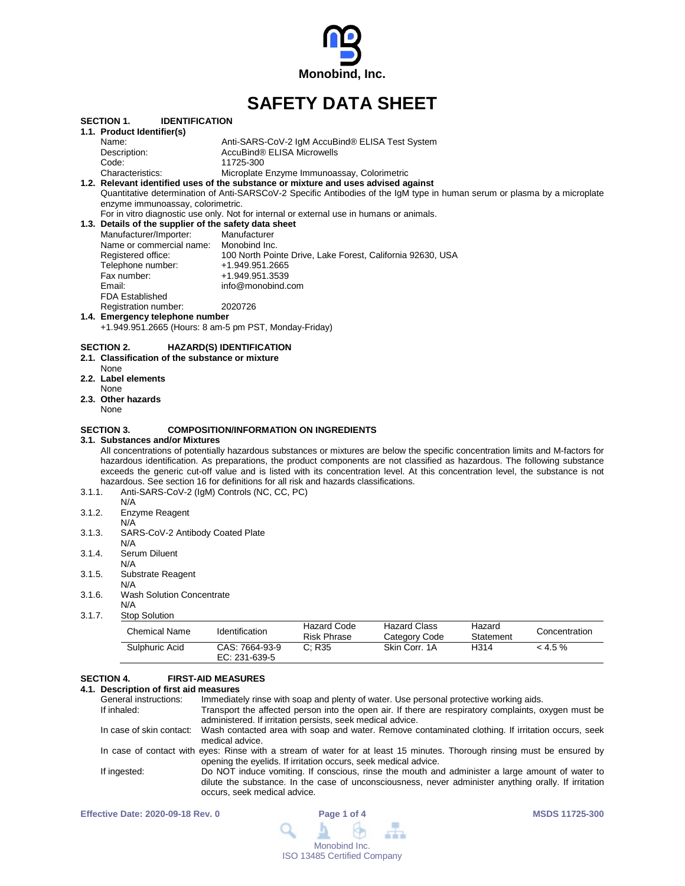Monobind, Inc.

# SAFETY DATA SHEET

## SECTION 1. IDENTIFICATION

### 1.1. Product Identifier(s)

| | |
|---|---|
| Name: | Anti-SARS-CoV-2 IgM AccuBind® ELISA Test System |
| Description: | AccuBind® ELISA Microwells |
| Code: | 11725-300 |
| Characteristics: | Microplate Enzyme Immunoassay, Colorimetric |

### 1.2. Relevant identified uses of the substance or mixture and uses advised against

Quantitative determination of Anti-SARSCoV-2 Specific Antibodies of the IgM type in human serum or plasma by a microplate enzyme immunoassay, colorimetric.

For in vitro diagnostic use only. Not for internal or external use in humans or animals.

### 1.3. Details of the supplier of the safety data sheet

| | |
|---|---|
| Manufacturer/Importer: | Manufacturer |
| Name or commercial name: | Monobind Inc. |
| Registered office: | 100 North Pointe Drive, Lake Forest, California 92630, USA |
| Telephone number: | +1.949.951.2665 |
| Fax number: | +1.949.951.3539 |
| Email: | info@monobind.com |
| FDA Established Registration number: | 2020726 |

### 1.4. Emergency telephone number

+1.949.951.2665 (Hours: 8 am-5 pm PST, Monday-Friday)

## SECTION 2. HAZARD(S) IDENTIFICATION

### 2.1. Classification of the substance or mixture

None

### 2.2. Label elements

None

### 2.3. Other hazards

None

## SECTION 3. COMPOSITION/INFORMATION ON INGREDIENTS

### 3.1. Substances and/or Mixtures

All concentrations of potentially hazardous substances or mixtures are below the specific concentration limits and M-factors for hazardous identification. As preparations, the product components are not classified as hazardous. The following substance exceeds the generic cut-off value and is listed with its concentration level. At this concentration level, the substance is not hazardous. See section 16 for definitions for all risk and hazards classifications.

3.1.1. Anti-SARS-CoV-2 (IgM) Controls (NC, CC, PC)
N/A

3.1.2. Enzyme Reagent
N/A

3.1.3. SARS-CoV-2 Antibody Coated Plate
N/A

3.1.4. Serum Diluent
N/A

3.1.5. Substrate Reagent
N/A

3.1.6. Wash Solution Concentrate
N/A

3.1.7. Stop Solution

| Chemical Name | Identification | Hazard Code Risk Phrase | Hazard Class Category Code | Hazard Statement | Concentration |
|---|---|---|---|---|---|
| Sulphuric Acid | CAS: 7664-93-9 EC: 231-639-5 | C; R35 | Skin Corr. 1A | H314 | < 4.5 % |

## SECTION 4. FIRST-AID MEASURES

### 4.1. Description of first aid measures

| | |
|---|---|
| General instructions: | Immediately rinse with soap and plenty of water. Use personal protective working aids. |
| If inhaled: | Transport the affected person into the open air. If there are respiratory complaints, oxygen must be administered. If irritation persists, seek medical advice. |
| In case of skin contact: | Wash contacted area with soap and water. Remove contaminated clothing. If irritation occurs, seek medical advice. |
| In case of contact with eyes: | Rinse with a stream of water for at least 15 minutes. Thorough rinsing must be ensured by opening the eyelids. If irritation occurs, seek medical advice. |
| If ingested: | Do NOT induce vomiting. If conscious, rinse the mouth and administer a large amount of water to dilute the substance. In the case of unconsciousness, never administer anything orally. If irritation occurs, seek medical advice. |

Effective Date: 2020-09-18 Rev. 0

MSDS 11725-300

Monobind Inc.
ISO 13485 Certified Company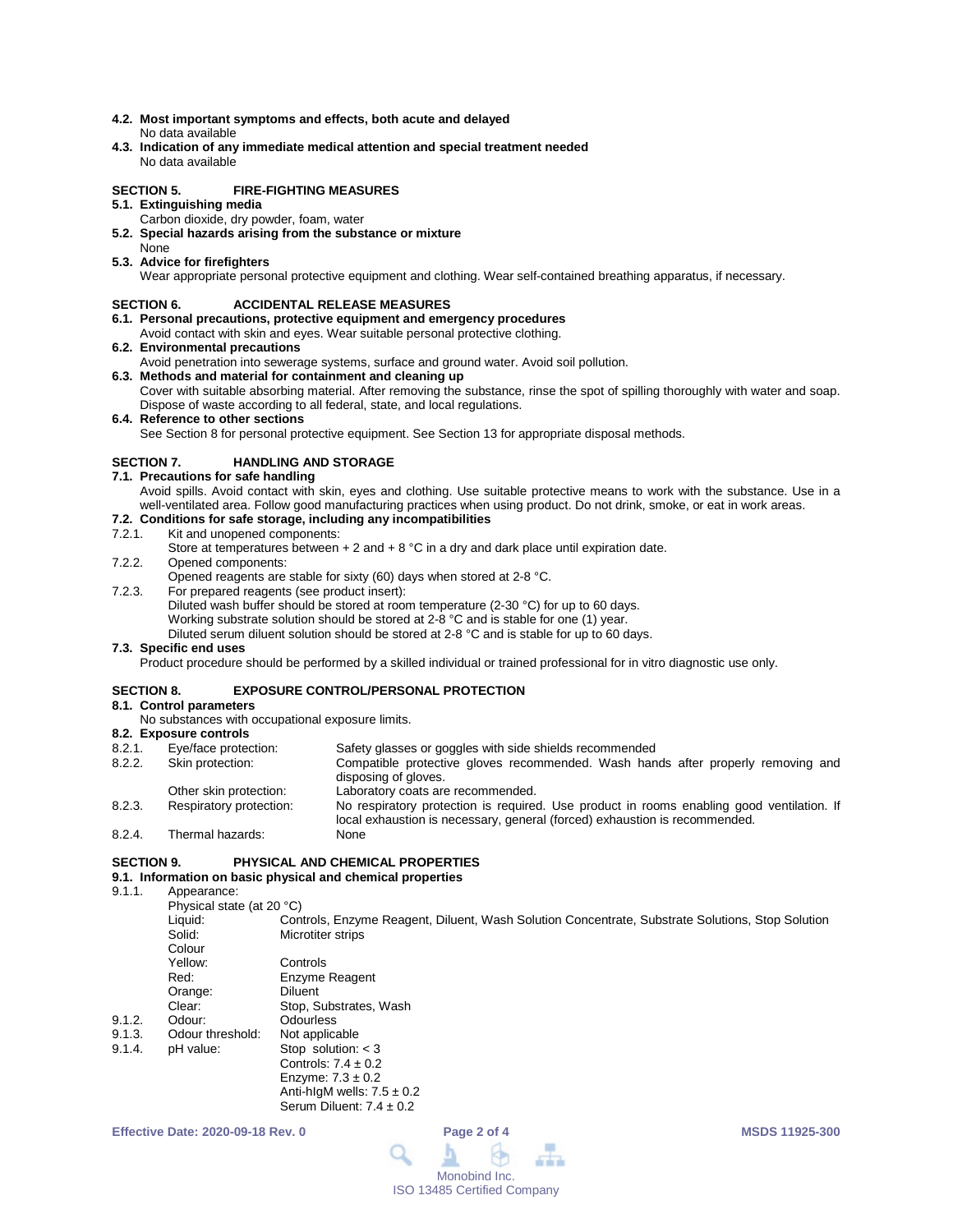**4.2. Most important symptoms and effects, both acute and delayed**
No data available

**4.3. Indication of any immediate medical attention and special treatment needed**
No data available

## SECTION 5. FIRE-FIGHTING MEASURES

**5.1. Extinguishing media**
Carbon dioxide, dry powder, foam, water

**5.2. Special hazards arising from the substance or mixture**
None

**5.3. Advice for firefighters**
Wear appropriate personal protective equipment and clothing. Wear self-contained breathing apparatus, if necessary.

## SECTION 6. ACCIDENTAL RELEASE MEASURES

**6.1. Personal precautions, protective equipment and emergency procedures**
Avoid contact with skin and eyes. Wear suitable personal protective clothing.

**6.2. Environmental precautions**
Avoid penetration into sewerage systems, surface and ground water. Avoid soil pollution.

**6.3. Methods and material for containment and cleaning up**
Cover with suitable absorbing material. After removing the substance, rinse the spot of spilling thoroughly with water and soap. Dispose of waste according to all federal, state, and local regulations.

**6.4. Reference to other sections**
See Section 8 for personal protective equipment. See Section 13 for appropriate disposal methods.

## SECTION 7. HANDLING AND STORAGE

**7.1. Precautions for safe handling**
Avoid spills. Avoid contact with skin, eyes and clothing. Use suitable protective means to work with the substance. Use in a well-ventilated area. Follow good manufacturing practices when using product. Do not drink, smoke, or eat in work areas.

**7.2. Conditions for safe storage, including any incompatibilities**

7.2.1. Kit and unopened components:
Store at temperatures between + 2 and + 8 °C in a dry and dark place until expiration date.

7.2.2. Opened components:
Opened reagents are stable for sixty (60) days when stored at 2-8 °C.

7.2.3. For prepared reagents (see product insert):
Diluted wash buffer should be stored at room temperature (2-30 °C) for up to 60 days.
Working substrate solution should be stored at 2-8 °C and is stable for one (1) year.
Diluted serum diluent solution should be stored at 2-8 °C and is stable for up to 60 days.

**7.3. Specific end uses**
Product procedure should be performed by a skilled individual or trained professional for in vitro diagnostic use only.

## SECTION 8. EXPOSURE CONTROL/PERSONAL PROTECTION

**8.1. Control parameters**
No substances with occupational exposure limits.

**8.2. Exposure controls**

| | | |
|---|---|---|
| 8.2.1. | Eye/face protection: | Safety glasses or goggles with side shields recommended |
| 8.2.2. | Skin protection: | Compatible protective gloves recommended. Wash hands after properly removing and disposing of gloves. |
| | Other skin protection: | Laboratory coats are recommended. |
| 8.2.3. | Respiratory protection: | No respiratory protection is required. Use product in rooms enabling good ventilation. If local exhaustion is necessary, general (forced) exhaustion is recommended. |
| 8.2.4. | Thermal hazards: | None |

## SECTION 9. PHYSICAL AND CHEMICAL PROPERTIES

**9.1. Information on basic physical and chemical properties**

9.1.1. Appearance:
Physical state (at 20 °C)

| | |
|---|---|
| Liquid: | Controls, Enzyme Reagent, Diluent, Wash Solution Concentrate, Substrate Solutions, Stop Solution |
| Solid: | Microtiter strips |
| Colour | |
| Yellow: | Controls |
| Red: | Enzyme Reagent |
| Orange: | Diluent |
| Clear: | Stop, Substrates, Wash |

9.1.2. Odour: Odourless

9.1.3. Odour threshold: Not applicable

9.1.4. pH value:
Stop solution: < 3
Controls: 7.4 ± 0.2
Enzyme: 7.3 ± 0.2
Anti-hIgM wells: 7.5 ± 0.2
Serum Diluent: 7.4 ± 0.2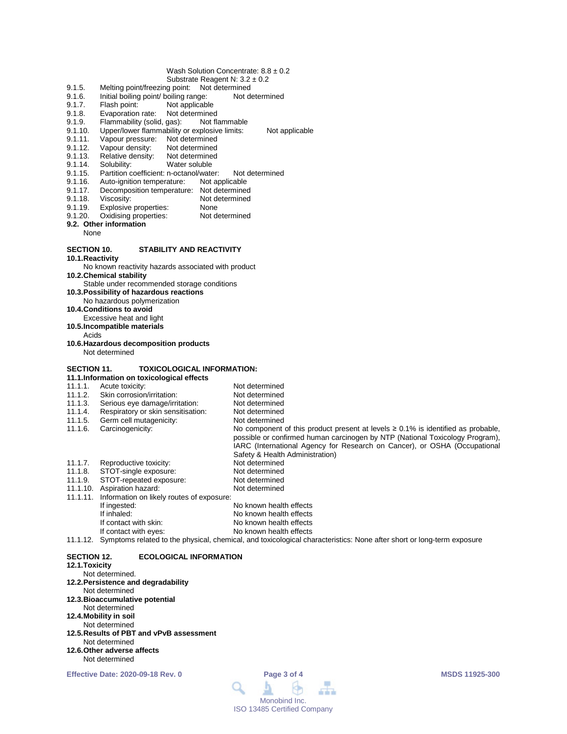Wash Solution Concentrate: 8.8 ± 0.2
Substrate Reagent N: 3.2 ± 0.2

9.1.5. Melting point/freezing point: Not determined
9.1.6. Initial boiling point/ boiling range: Not determined
9.1.7. Flash point: Not applicable
9.1.8. Evaporation rate: Not determined
9.1.9. Flammability (solid, gas): Not flammable
9.1.10. Upper/lower flammability or explosive limits: Not applicable
9.1.11. Vapour pressure: Not determined
9.1.12. Vapour density: Not determined
9.1.13. Relative density: Not determined
9.1.14. Solubility: Water soluble
9.1.15. Partition coefficient: n-octanol/water: Not determined
9.1.16. Auto-ignition temperature: Not applicable
9.1.17. Decomposition temperature: Not determined
9.1.18. Viscosity: Not determined
9.1.19. Explosive properties: None
9.1.20. Oxidising properties: Not determined

**9.2. Other information**

None

## SECTION 10. STABILITY AND REACTIVITY

**10.1. Reactivity**

No known reactivity hazards associated with product

**10.2. Chemical stability**

Stable under recommended storage conditions

**10.3. Possibility of hazardous reactions**

No hazardous polymerization

**10.4. Conditions to avoid**

Excessive heat and light

**10.5. Incompatible materials**

Acids

**10.6. Hazardous decomposition products**

Not determined

## SECTION 11. TOXICOLOGICAL INFORMATION:

**11.1. Information on toxicological effects**

11.1.1. Acute toxicity: Not determined
11.1.2. Skin corrosion/irritation: Not determined
11.1.3. Serious eye damage/irritation: Not determined
11.1.4. Respiratory or skin sensitisation: Not determined
11.1.5. Germ cell mutagenicity: Not determined
11.1.6. Carcinogenicity: No component of this product present at levels ≥ 0.1% is identified as probable, possible or confirmed human carcinogen by NTP (National Toxicology Program), IARC (International Agency for Research on Cancer), or OSHA (Occupational Safety & Health Administration)
11.1.7. Reproductive toxicity: Not determined
11.1.8. STOT-single exposure: Not determined
11.1.9. STOT-repeated exposure: Not determined
11.1.10. Aspiration hazard: Not determined
11.1.11. Information on likely routes of exposure:
If ingested: No known health effects
If inhaled: No known health effects
If contact with skin: No known health effects
If contact with eyes: No known health effects
11.1.12. Symptoms related to the physical, chemical, and toxicological characteristics: None after short or long-term exposure

## SECTION 12. ECOLOGICAL INFORMATION

**12.1. Toxicity**

Not determined.

**12.2. Persistence and degradability**

Not determined

**12.3. Bioaccumulative potential**

Not determined

**12.4. Mobility in soil**

Not determined

**12.5. Results of PBT and vPvB assessment**

Not determined

**12.6. Other adverse affects**

Not determined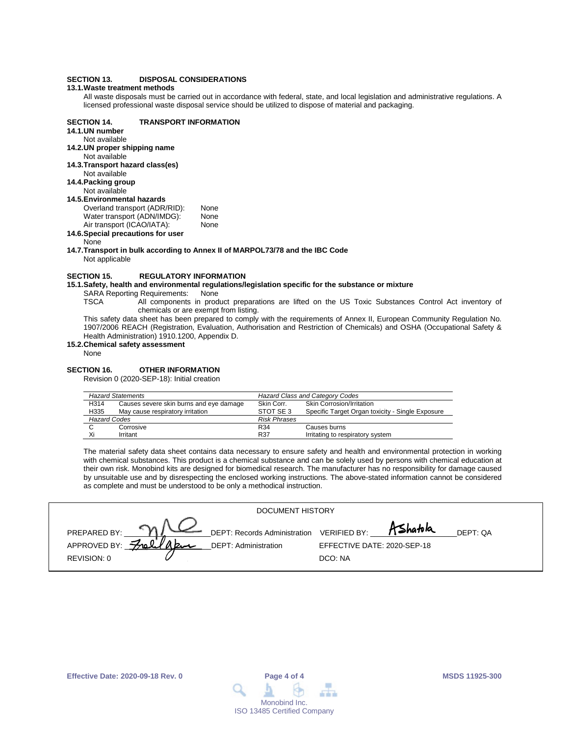## SECTION 13. DISPOSAL CONSIDERATIONS

**13.1. Waste treatment methods**

All waste disposals must be carried out in accordance with federal, state, and local legislation and administrative regulations. A licensed professional waste disposal service should be utilized to dispose of material and packaging.

## SECTION 14. TRANSPORT INFORMATION

**14.1. UN number**

Not available

**14.2. UN proper shipping name**

Not available

**14.3. Transport hazard class(es)**

Not available

**14.4. Packing group**

Not available

**14.5. Environmental hazards**

Overland transport (ADR/RID): None
Water transport (ADN/IMDG): None
Air transport (ICAO/IATA): None

**14.6. Special precautions for user**

None

**14.7. Transport in bulk according to Annex II of MARPOL73/78 and the IBC Code**

Not applicable

## SECTION 15. REGULATORY INFORMATION

**15.1. Safety, health and environmental regulations/legislation specific for the substance or mixture**

SARA Reporting Requirements: None

TSCA: All components in product preparations are lifted on the US Toxic Substances Control Act inventory of chemicals or are exempt from listing.

This safety data sheet has been prepared to comply with the requirements of Annex II, European Community Regulation No. 1907/2006 REACH (Registration, Evaluation, Authorisation and Restriction of Chemicals) and OSHA (Occupational Safety & Health Administration) 1910.1200, Appendix D.

**15.2. Chemical safety assessment**

None

## SECTION 16. OTHER INFORMATION

Revision 0 (2020-SEP-18): Initial creation

| *Hazard Statements* | | *Hazard Class and Category Codes* | |
|---|---|---|---|
| H314 | Causes severe skin burns and eye damage | Skin Corr. | Skin Corrosion/Irritation |
| H335 | May cause respiratory irritation | STOT SE 3 | Specific Target Organ toxicity - Single Exposure |
| *Hazard Codes* | | *Risk Phrases* | |
| C | Corrosive | R34 | Causes burns |
| Xi | Irritant | R37 | Irritating to respiratory system |

The material safety data sheet contains data necessary to ensure safety and health and environmental protection in working with chemical substances. This product is a chemical substance and can be solely used by persons with chemical education at their own risk. Monobind kits are designed for biomedical research. The manufacturer has no responsibility for damage caused by unsuitable use and by disrespecting the enclosed working instructions. The above-stated information cannot be considered as complete and must be understood to be only a methodical instruction.

**DOCUMENT HISTORY**

| | | | |
|---|---|---|---|
| PREPARED BY: [signature] | DEPT: Records Administration | VERIFIED BY: Ashatola | DEPT: QA |
| APPROVED BY: [signature] | DEPT: Administration | EFFECTIVE DATE: 2020-SEP-18 | |
| REVISION: 0 | | DCO: NA | |

Effective Date: 2020-09-18 Rev. 0 — MSDS 11925-300

Monobind Inc.
ISO 13485 Certified Company